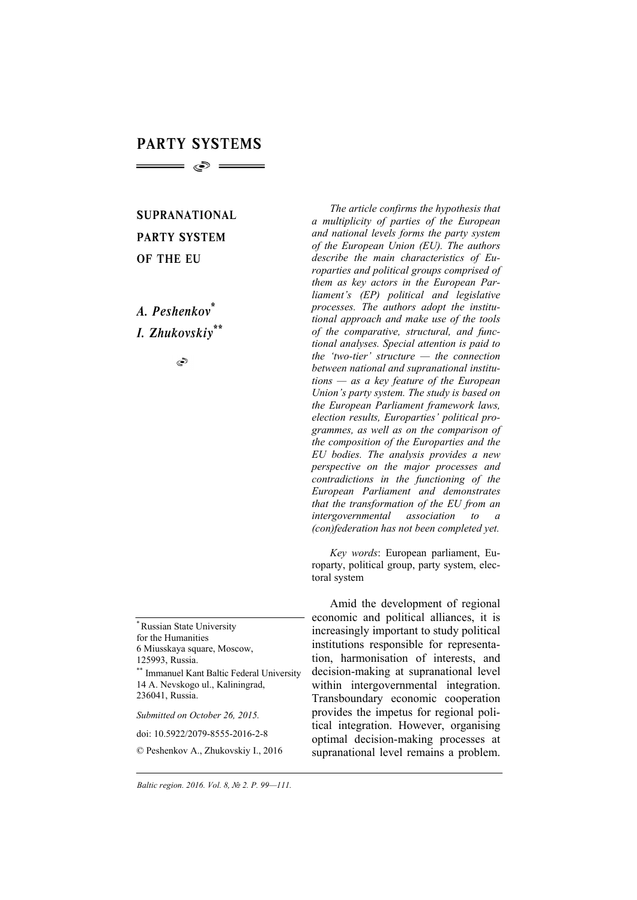# PARTY SYSTEMS

## SUPRANATIONAL PARTY SYSTEM OF THE EU

***A. Peshenkov*** [*]
***I. Zhukovskiy*** [**]

*The article confirms the hypothesis that a multiplicity of parties of the European and national levels forms the party system of the European Union (EU). The authors describe the main characteristics of Europarties and political groups comprised of them as key actors in the European Parliament's (EP) political and legislative processes. The authors adopt the institutional approach and make use of the tools of the comparative, structural, and functional analyses. Special attention is paid to the 'two-tier' structure — the connection between national and supranational institutions — as a key feature of the European Union's party system. The study is based on the European Parliament framework laws, election results, Europarties' political programmes, as well as on the comparison of the composition of the Europarties and the EU bodies. The analysis provides a new perspective on the major processes and contradictions in the functioning of the European Parliament and demonstrates that the transformation of the EU from an intergovernmental association to a (con)federation has not been completed yet.*

*Key words*: European parliament, Europarty, political group, party system, electoral system

Amid the development of regional economic and political alliances, it is increasingly important to study political institutions responsible for representation, harmonisation of interests, and decision-making at supranational level within intergovernmental integration. Transboundary economic cooperation provides the impetus for regional political integration. However, organising optimal decision-making processes at supranational level remains a problem.

---

[*] Russian State University for the Humanities
6 Miusskaya square, Moscow, 125993, Russia.

[**] Immanuel Kant Baltic Federal University
14 A. Nevskogo ul., Kaliningrad, 236041, Russia.

*Submitted on October 26, 2015.*

doi: 10.5922/2079-8555-2016-2-8

© Peshenkov A., Zhukovskiy I., 2016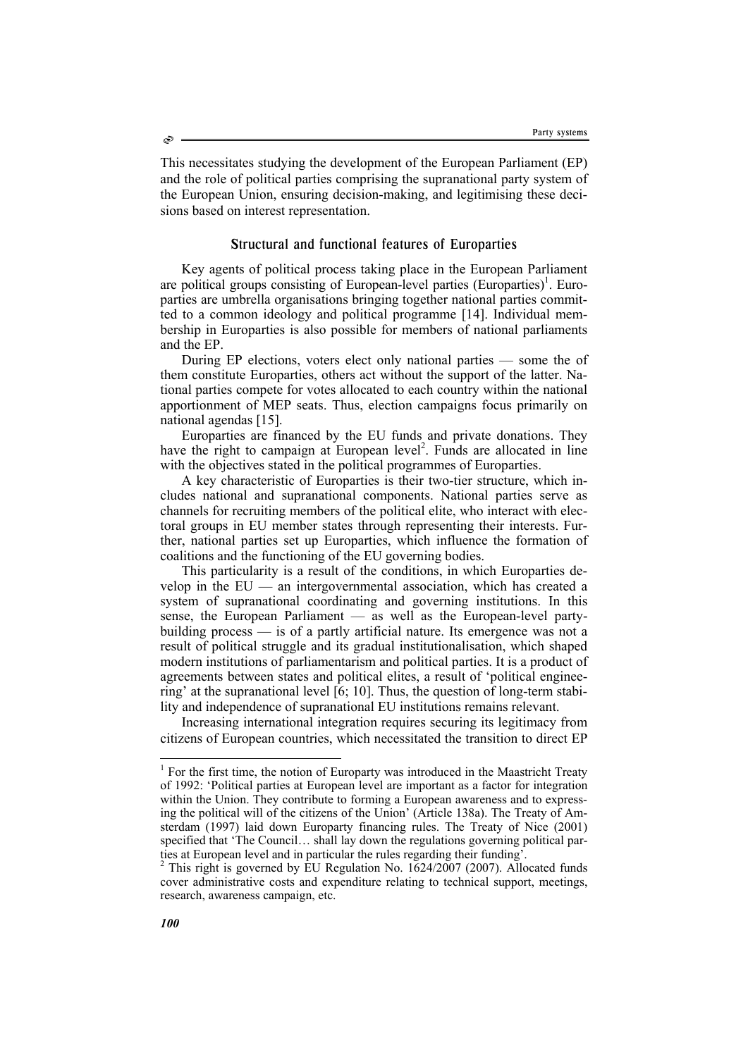This necessitates studying the development of the European Parliament (EP) and the role of political parties comprising the supranational party system of the European Union, ensuring decision-making, and legitimising these decisions based on interest representation.

## Structural and functional features of Europarties

Key agents of political process taking place in the European Parliament are political groups consisting of European-level parties (Europarties)[1]. Europarties are umbrella organisations bringing together national parties committed to a common ideology and political programme [14]. Individual membership in Europarties is also possible for members of national parliaments and the EP.

During EP elections, voters elect only national parties — some the of them constitute Europarties, others act without the support of the latter. National parties compete for votes allocated to each country within the national apportionment of MEP seats. Thus, election campaigns focus primarily on national agendas [15].

Europarties are financed by the EU funds and private donations. They have the right to campaign at European level[2]. Funds are allocated in line with the objectives stated in the political programmes of Europarties.

A key characteristic of Europarties is their two-tier structure, which includes national and supranational components. National parties serve as channels for recruiting members of the political elite, who interact with electoral groups in EU member states through representing their interests. Further, national parties set up Europarties, which influence the formation of coalitions and the functioning of the EU governing bodies.

This particularity is a result of the conditions, in which Europarties develop in the EU — an intergovernmental association, which has created a system of supranational coordinating and governing institutions. In this sense, the European Parliament — as well as the European-level party-building process — is of a partly artificial nature. Its emergence was not a result of political struggle and its gradual institutionalisation, which shaped modern institutions of parliamentarism and political parties. It is a product of agreements between states and political elites, a result of 'political engineering' at the supranational level [6; 10]. Thus, the question of long-term stability and independence of supranational EU institutions remains relevant.

Increasing international integration requires securing its legitimacy from citizens of European countries, which necessitated the transition to direct EP

---

[1] For the first time, the notion of Europarty was introduced in the Maastricht Treaty of 1992: 'Political parties at European level are important as a factor for integration within the Union. They contribute to forming a European awareness and to expressing the political will of the citizens of the Union' (Article 138a). The Treaty of Amsterdam (1997) laid down Europarty financing rules. The Treaty of Nice (2001) specified that 'The Council… shall lay down the regulations governing political parties at European level and in particular the rules regarding their funding'.

[2] This right is governed by EU Regulation No. 1624/2007 (2007). Allocated funds cover administrative costs and expenditure relating to technical support, meetings, research, awareness campaign, etc.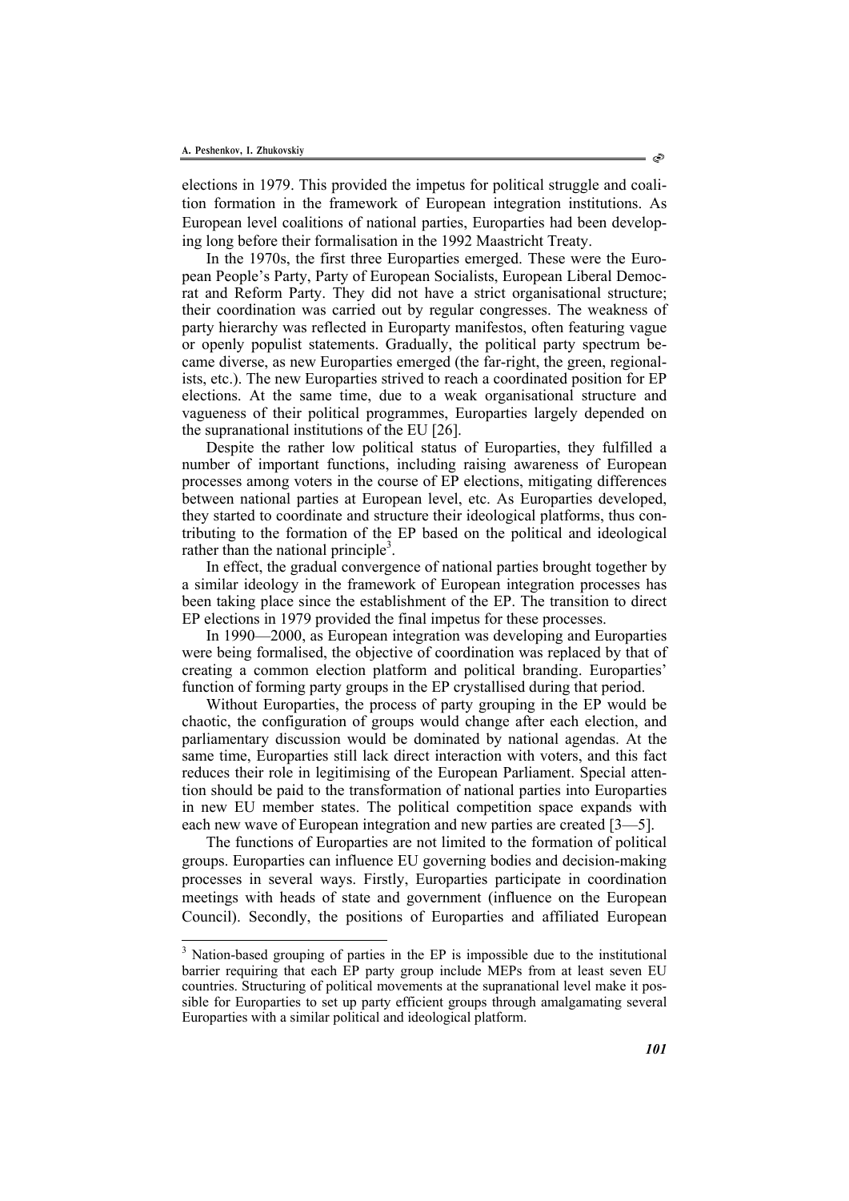elections in 1979. This provided the impetus for political struggle and coalition formation in the framework of European integration institutions. As European level coalitions of national parties, Europarties had been developing long before their formalisation in the 1992 Maastricht Treaty.

In the 1970s, the first three Europarties emerged. These were the European People's Party, Party of European Socialists, European Liberal Democrat and Reform Party. They did not have a strict organisational structure; their coordination was carried out by regular congresses. The weakness of party hierarchy was reflected in Europarty manifestos, often featuring vague or openly populist statements. Gradually, the political party spectrum became diverse, as new Europarties emerged (the far-right, the green, regionalists, etc.). The new Europarties strived to reach a coordinated position for EP elections. At the same time, due to a weak organisational structure and vagueness of their political programmes, Europarties largely depended on the supranational institutions of the EU [26].

Despite the rather low political status of Europarties, they fulfilled a number of important functions, including raising awareness of European processes among voters in the course of EP elections, mitigating differences between national parties at European level, etc. As Europarties developed, they started to coordinate and structure their ideological platforms, thus contributing to the formation of the EP based on the political and ideological rather than the national principle[3].

In effect, the gradual convergence of national parties brought together by a similar ideology in the framework of European integration processes has been taking place since the establishment of the EP. The transition to direct EP elections in 1979 provided the final impetus for these processes.

In 1990—2000, as European integration was developing and Europarties were being formalised, the objective of coordination was replaced by that of creating a common election platform and political branding. Europarties' function of forming party groups in the EP crystallised during that period.

Without Europarties, the process of party grouping in the EP would be chaotic, the configuration of groups would change after each election, and parliamentary discussion would be dominated by national agendas. At the same time, Europarties still lack direct interaction with voters, and this fact reduces their role in legitimising of the European Parliament. Special attention should be paid to the transformation of national parties into Europarties in new EU member states. The political competition space expands with each new wave of European integration and new parties are created [3—5].

The functions of Europarties are not limited to the formation of political groups. Europarties can influence EU governing bodies and decision-making processes in several ways. Firstly, Europarties participate in coordination meetings with heads of state and government (influence on the European Council). Secondly, the positions of Europarties and affiliated European

[3] Nation-based grouping of parties in the EP is impossible due to the institutional barrier requiring that each EP party group include MEPs from at least seven EU countries. Structuring of political movements at the supranational level make it possible for Europarties to set up party efficient groups through amalgamating several Europarties with a similar political and ideological platform.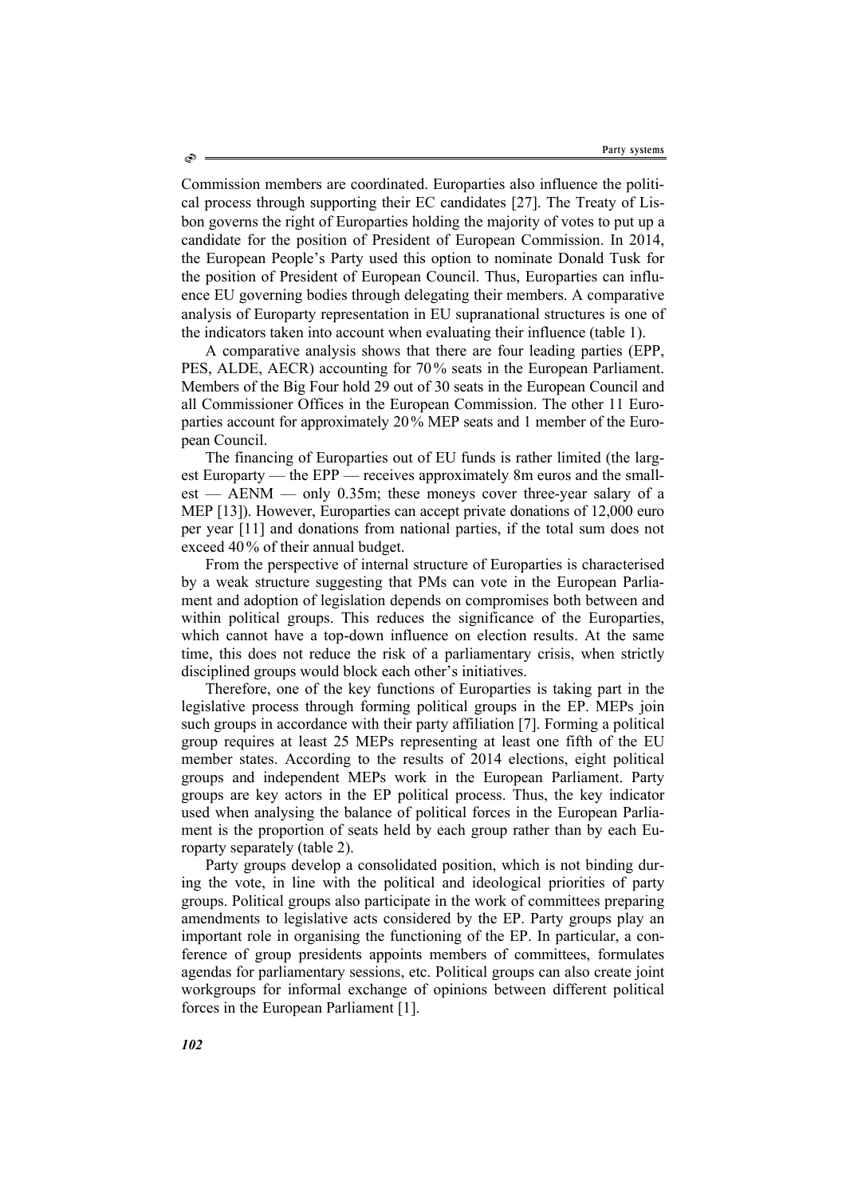Commission members are coordinated. Europarties also influence the political process through supporting their EC candidates [27]. The Treaty of Lisbon governs the right of Europarties holding the majority of votes to put up a candidate for the position of President of European Commission. In 2014, the European People's Party used this option to nominate Donald Tusk for the position of President of European Council. Thus, Europarties can influence EU governing bodies through delegating their members. A comparative analysis of Europarty representation in EU supranational structures is one of the indicators taken into account when evaluating their influence (table 1).

A comparative analysis shows that there are four leading parties (EPP, PES, ALDE, AECR) accounting for 70 % seats in the European Parliament. Members of the Big Four hold 29 out of 30 seats in the European Council and all Commissioner Offices in the European Commission. The other 11 Europarties account for approximately 20 % MEP seats and 1 member of the European Council.

The financing of Europarties out of EU funds is rather limited (the largest Europarty — the EPP — receives approximately 8m euros and the smallest — AENM — only 0.35m; these moneys cover three-year salary of a MEP [13]). However, Europarties can accept private donations of 12,000 euro per year [11] and donations from national parties, if the total sum does not exceed 40 % of their annual budget.

From the perspective of internal structure of Europarties is characterised by a weak structure suggesting that PMs can vote in the European Parliament and adoption of legislation depends on compromises both between and within political groups. This reduces the significance of the Europarties, which cannot have a top-down influence on election results. At the same time, this does not reduce the risk of a parliamentary crisis, when strictly disciplined groups would block each other's initiatives.

Therefore, one of the key functions of Europarties is taking part in the legislative process through forming political groups in the EP. MEPs join such groups in accordance with their party affiliation [7]. Forming a political group requires at least 25 MEPs representing at least one fifth of the EU member states. According to the results of 2014 elections, eight political groups and independent MEPs work in the European Parliament. Party groups are key actors in the EP political process. Thus, the key indicator used when analysing the balance of political forces in the European Parliament is the proportion of seats held by each group rather than by each Europarty separately (table 2).

Party groups develop a consolidated position, which is not binding during the vote, in line with the political and ideological priorities of party groups. Political groups also participate in the work of committees preparing amendments to legislative acts considered by the EP. Party groups play an important role in organising the functioning of the EP. In particular, a conference of group presidents appoints members of committees, formulates agendas for parliamentary sessions, etc. Political groups can also create joint workgroups for informal exchange of opinions between different political forces in the European Parliament [1].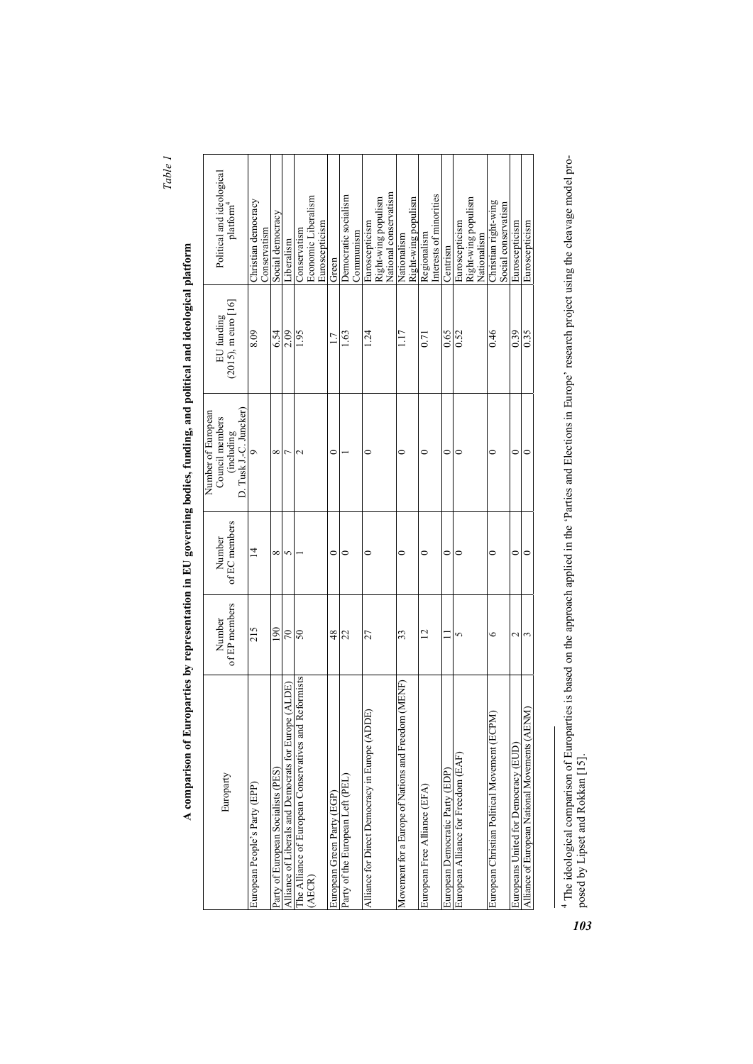*Table 1*

**A comparison of Europarties by representation in EU governing bodies, funding, and political and ideological platform**

| Europarty | Number of EP members | Number of EC members | Number of European Council members (including D. Tusk J.-C. Juncker) | EU funding (2015), m euro [16] | Political and ideological platform[4] |
|---|---|---|---|---|---|
| European People's Party (EPP) | 215 | 14 | 9 | 8.09 | Christian democracy Conservatism |
| Party of European Socialists (PES) | 190 | 8 | 8 | 6.54 | Social democracy |
| Alliance of Liberals and Democrats for Europe (ALDE) | 70 | 5 | 7 | 2.09 | Liberalism |
| The Alliance of European Conservatives and Reformists (AECR) | 50 | 1 | 2 | 1.95 | Conservatism Economic Liberalism Euroscepticism |
| European Green Party (EGP) | 48 | 0 | 0 | 1.7 | Green |
| Party of the European Left (PEL) | 22 | 0 | 1 | 1.63 | Democratic socialism Communism |
| Alliance for Direct Democracy in Europe (ADDE) | 27 | 0 | 0 | 1.24 | Euroscepticism Right-wing populism National conservatism |
| Movement for a Europe of Nations and Freedom (MENF) | 33 | 0 | 0 | 1.17 | Nationalism Right-wing populism |
| European Free Alliance (EFA) | 12 | 0 | 0 | 0.71 | Regionalism Interests of minorities |
| European Democratic Party (EDP) | 11 | 0 | 0 | 0.65 | Centrism |
| European Alliance for Freedom (EAF) | 5 | 0 | 0 | 0.52 | Euroscepticism Right-wing populism Nationalism |
| European Christian Political Movement (ECPM) | 6 | 0 | 0 | 0.46 | Christian right-wing Social conservatism |
| Europeans United for Democracy (EUD) | 2 | 0 | 0 | 0.39 | Euroscepticism |
| Alliance of European National Movements (AENM) | 3 | 0 | 0 | 0.35 | Euroscepticism |

[4] The ideological comparison of Europarties is based on the approach applied in the 'Parties and Elections in Europe' research project using the cleavage model proposed by Lipset and Rokkan [15].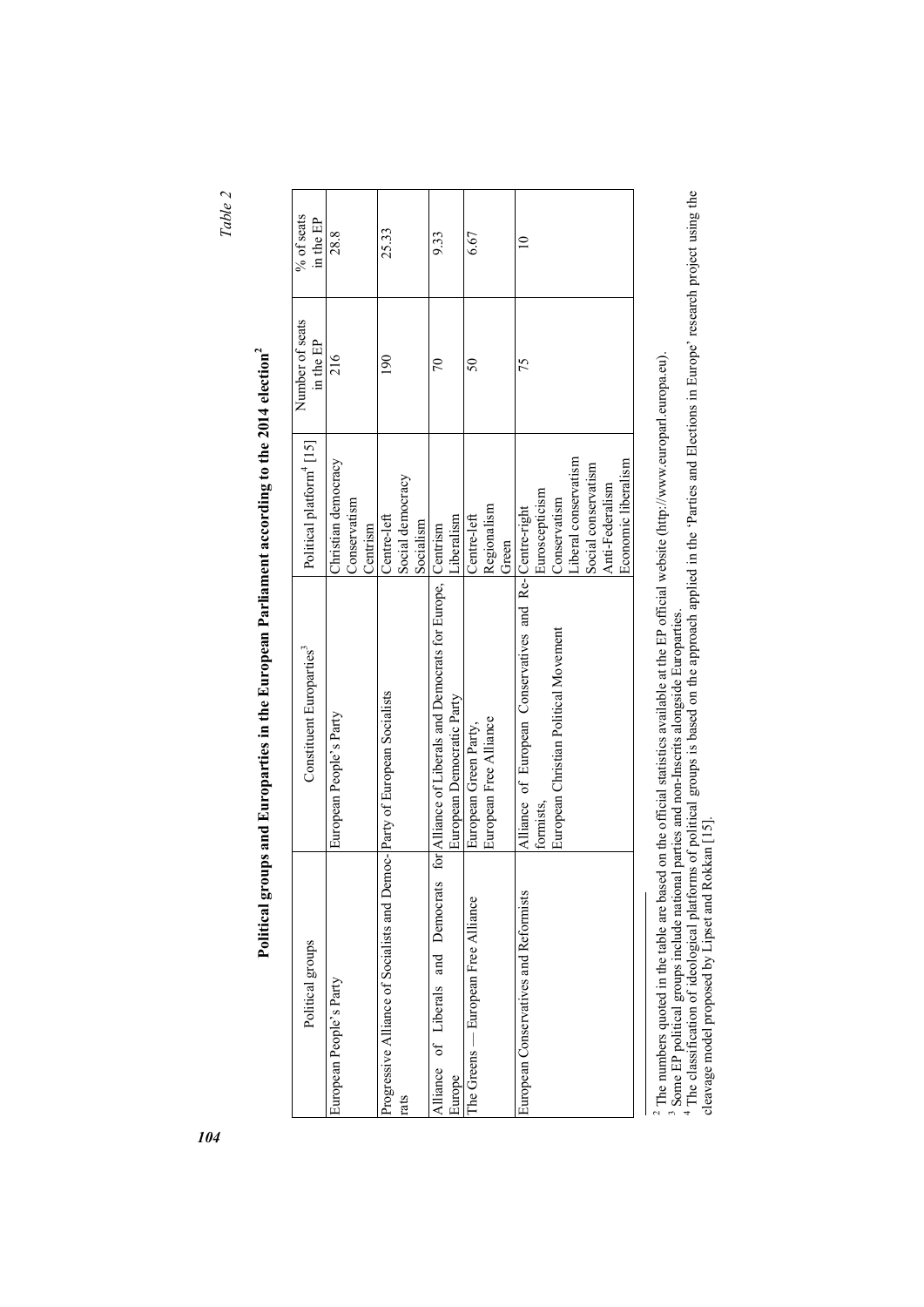*Table 2*

**Political groups and Europarties in the European Parliament according to the 2014 election**[2]

| Political groups | Constituent Europarties[3] | Political platform[4] [15] | Number of seats in the EP | % of seats in the EP |
|---|---|---|---|---|
| European People's Party | European People's Party | Christian democracy<br>Conservatism<br>Centrism | 216 | 28.8 |
| Progressive Alliance of Socialists and Democrats | Party of European Socialists | Centre-left<br>Social democracy<br>Socialism | 190 | 25.33 |
| Alliance of Liberals and Democrats for Europe | Alliance of Liberals and Democrats for Europe,<br>European Democratic Party | Centrism<br>Liberalism | 70 | 9.33 |
| The Greens — European Free Alliance | European Green Party,<br>European Free Alliance | Centre-left<br>Regionalism<br>Green | 50 | 6.67 |
| European Conservatives and Reformists | Alliance of European Conservatives and Reformists,<br>European Christian Political Movement | Centre-right<br>Euroscepticism<br>Conservatism<br>Liberal conservatism<br>Social conservatism<br>Anti-Federalism<br>Economic liberalism | 75 | 10 |

[2] The numbers quoted in the table are based on the official statistics available at the EP official website (http://www.europarl.europa.eu).
[3] Some EP political groups include national parties and non-Inscrits alongside Europarties.
[4] The classification of ideological platforms of political groups is based on the approach applied in the 'Parties and Elections in Europe' research project using the cleavage model proposed by Lipset and Rokkan [15].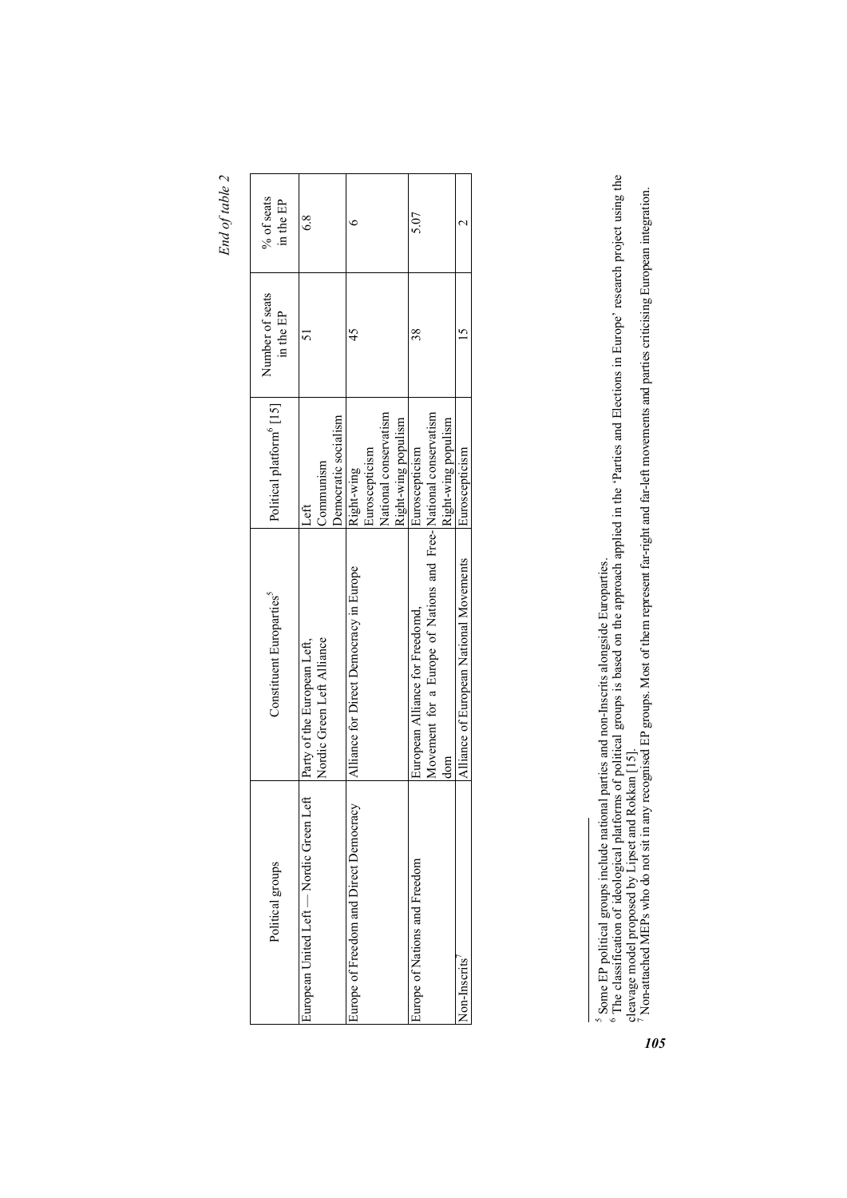*End of table 2*

| Political groups | Constituent Europarties[5] | Political platform[6] [15] | Number of seats in the EP | % of seats in the EP |
|---|---|---|---|---|
| European United Left — Nordic Green Left | Party of the European Left, Nordic Green Left Alliance | Left Communism Democratic socialism | 51 | 6.8 |
| Europe of Freedom and Direct Democracy | Alliance for Direct Democracy in Europe | Right-wing Euroscepticism National conservatism Right-wing populism | 45 | 6 |
| Europe of Nations and Freedom | European Alliance for Freedomd, Movement for a Europe of Nations and Freedom | Euroscepticism National conservatism Right-wing populism | 38 | 5.07 |
| Non-Inscrits[7] | Alliance of European National Movements | Euroscepticism | 15 | 2 |

[5] Some EP political groups include national parties and non-Inscrits alongside Europarties.

[6] The classification of ideological platforms of political groups is based on the approach applied in the 'Parties and Elections in Europe' research project using the cleavage model proposed by Lipset and Rokkan [15].

[7] Non-attached MEPs who do not sit in any recognised EP groups. Most of them represent far-right and far-left movements and parties criticising European integration.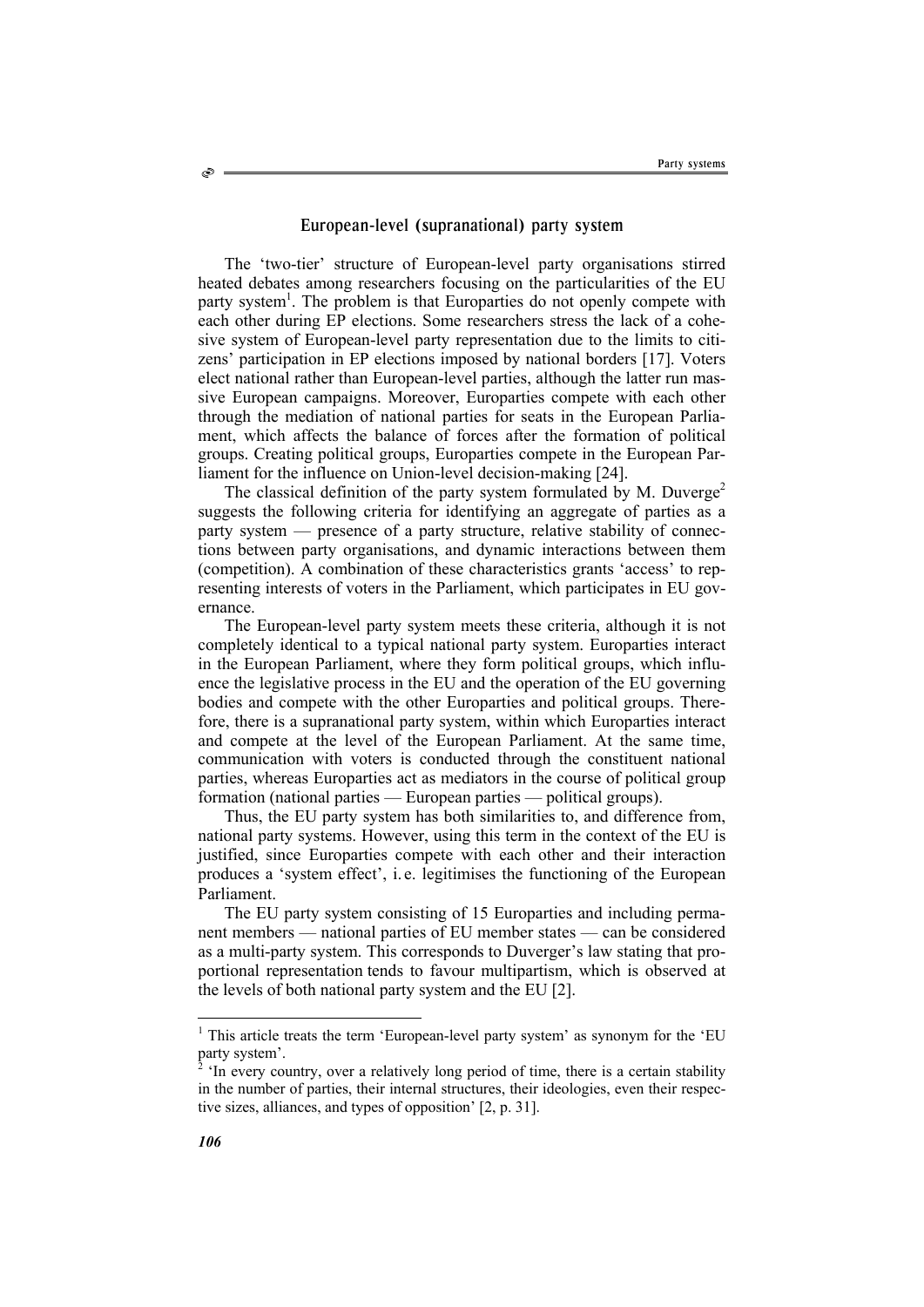## European-level (supranational) party system

The 'two-tier' structure of European-level party organisations stirred heated debates among researchers focusing on the particularities of the EU party system[1]. The problem is that Europarties do not openly compete with each other during EP elections. Some researchers stress the lack of a cohesive system of European-level party representation due to the limits to citizens' participation in EP elections imposed by national borders [17]. Voters elect national rather than European-level parties, although the latter run massive European campaigns. Moreover, Europarties compete with each other through the mediation of national parties for seats in the European Parliament, which affects the balance of forces after the formation of political groups. Creating political groups, Europarties compete in the European Parliament for the influence on Union-level decision-making [24].

The classical definition of the party system formulated by M. Duverge[2] suggests the following criteria for identifying an aggregate of parties as a party system — presence of a party structure, relative stability of connections between party organisations, and dynamic interactions between them (competition). A combination of these characteristics grants 'access' to representing interests of voters in the Parliament, which participates in EU governance.

The European-level party system meets these criteria, although it is not completely identical to a typical national party system. Europarties interact in the European Parliament, where they form political groups, which influence the legislative process in the EU and the operation of the EU governing bodies and compete with the other Europarties and political groups. Therefore, there is a supranational party system, within which Europarties interact and compete at the level of the European Parliament. At the same time, communication with voters is conducted through the constituent national parties, whereas Europarties act as mediators in the course of political group formation (national parties — European parties — political groups).

Thus, the EU party system has both similarities to, and difference from, national party systems. However, using this term in the context of the EU is justified, since Europarties compete with each other and their interaction produces a 'system effect', i. e. legitimises the functioning of the European Parliament.

The EU party system consisting of 15 Europarties and including permanent members — national parties of EU member states — can be considered as a multi-party system. This corresponds to Duverger's law stating that proportional representation tends to favour multipartism, which is observed at the levels of both national party system and the EU [2].

---

[1] This article treats the term 'European-level party system' as synonym for the 'EU party system'.

[2] 'In every country, over a relatively long period of time, there is a certain stability in the number of parties, their internal structures, their ideologies, even their respective sizes, alliances, and types of opposition' [2, p. 31].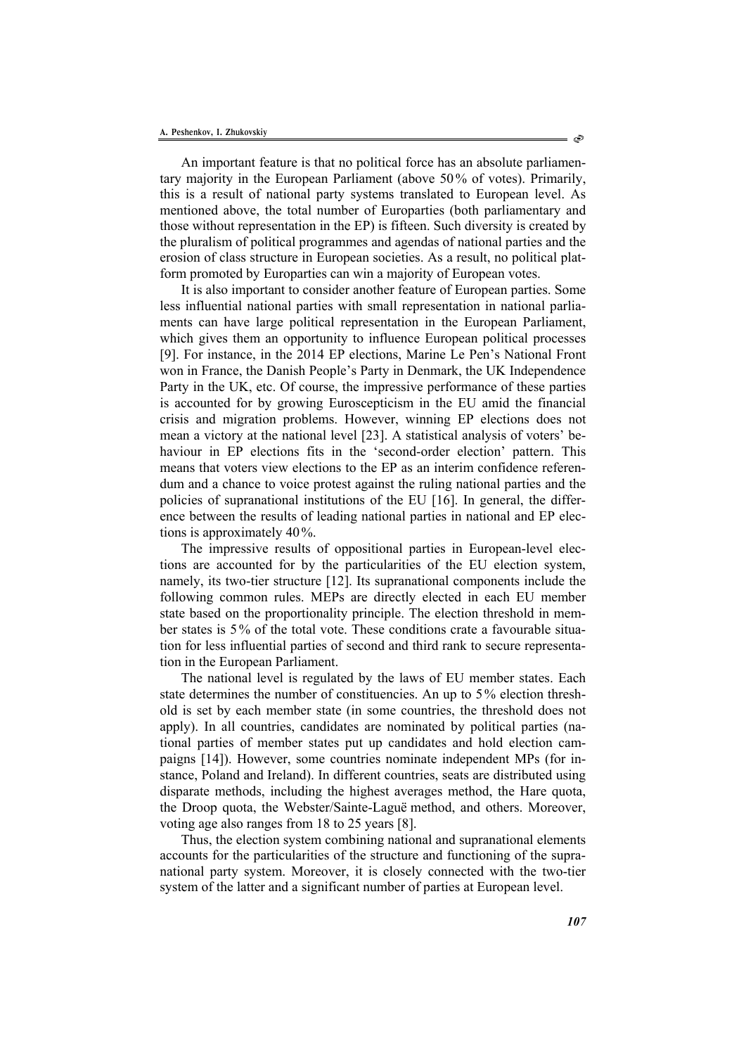An important feature is that no political force has an absolute parliamentary majority in the European Parliament (above 50% of votes). Primarily, this is a result of national party systems translated to European level. As mentioned above, the total number of Europarties (both parliamentary and those without representation in the EP) is fifteen. Such diversity is created by the pluralism of political programmes and agendas of national parties and the erosion of class structure in European societies. As a result, no political platform promoted by Europarties can win a majority of European votes.

It is also important to consider another feature of European parties. Some less influential national parties with small representation in national parliaments can have large political representation in the European Parliament, which gives them an opportunity to influence European political processes [9]. For instance, in the 2014 EP elections, Marine Le Pen's National Front won in France, the Danish People's Party in Denmark, the UK Independence Party in the UK, etc. Of course, the impressive performance of these parties is accounted for by growing Euroscepticism in the EU amid the financial crisis and migration problems. However, winning EP elections does not mean a victory at the national level [23]. A statistical analysis of voters' behaviour in EP elections fits in the 'second-order election' pattern. This means that voters view elections to the EP as an interim confidence referendum and a chance to voice protest against the ruling national parties and the policies of supranational institutions of the EU [16]. In general, the difference between the results of leading national parties in national and EP elections is approximately 40%.

The impressive results of oppositional parties in European-level elections are accounted for by the particularities of the EU election system, namely, its two-tier structure [12]. Its supranational components include the following common rules. MEPs are directly elected in each EU member state based on the proportionality principle. The election threshold in member states is 5% of the total vote. These conditions crate a favourable situation for less influential parties of second and third rank to secure representation in the European Parliament.

The national level is regulated by the laws of EU member states. Each state determines the number of constituencies. An up to 5% election threshold is set by each member state (in some countries, the threshold does not apply). In all countries, candidates are nominated by political parties (national parties of member states put up candidates and hold election campaigns [14]). However, some countries nominate independent MPs (for instance, Poland and Ireland). In different countries, seats are distributed using disparate methods, including the highest averages method, the Hare quota, the Droop quota, the Webster/Sainte-Laguë method, and others. Moreover, voting age also ranges from 18 to 25 years [8].

Thus, the election system combining national and supranational elements accounts for the particularities of the structure and functioning of the supranational party system. Moreover, it is closely connected with the two-tier system of the latter and a significant number of parties at European level.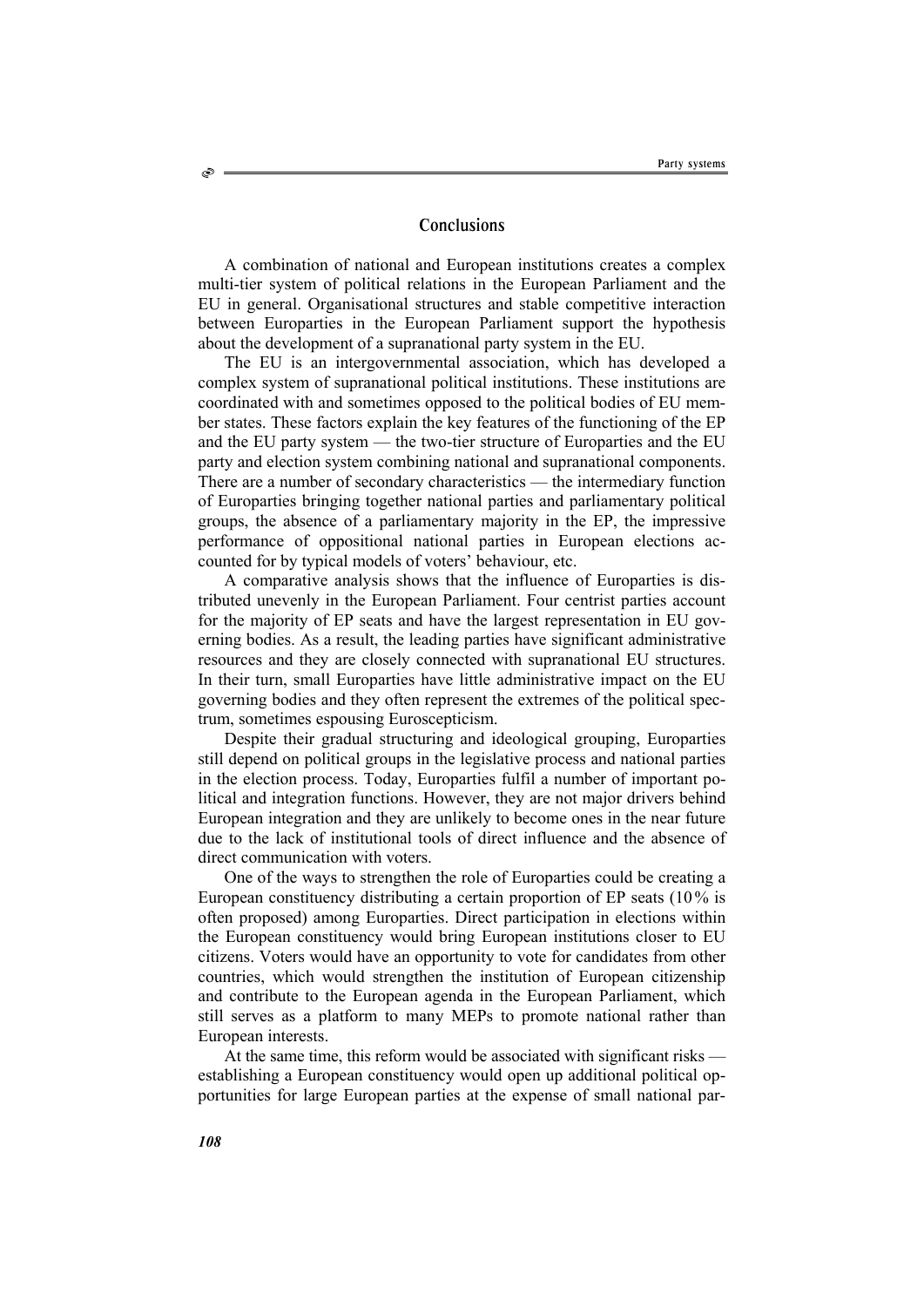## Conclusions

A combination of national and European institutions creates a complex multi-tier system of political relations in the European Parliament and the EU in general. Organisational structures and stable competitive interaction between Europarties in the European Parliament support the hypothesis about the development of a supranational party system in the EU.

The EU is an intergovernmental association, which has developed a complex system of supranational political institutions. These institutions are coordinated with and sometimes opposed to the political bodies of EU member states. These factors explain the key features of the functioning of the EP and the EU party system — the two-tier structure of Europarties and the EU party and election system combining national and supranational components. There are a number of secondary characteristics — the intermediary function of Europarties bringing together national parties and parliamentary political groups, the absence of a parliamentary majority in the EP, the impressive performance of oppositional national parties in European elections accounted for by typical models of voters' behaviour, etc.

A comparative analysis shows that the influence of Europarties is distributed unevenly in the European Parliament. Four centrist parties account for the majority of EP seats and have the largest representation in EU governing bodies. As a result, the leading parties have significant administrative resources and they are closely connected with supranational EU structures. In their turn, small Europarties have little administrative impact on the EU governing bodies and they often represent the extremes of the political spectrum, sometimes espousing Euroscepticism.

Despite their gradual structuring and ideological grouping, Europarties still depend on political groups in the legislative process and national parties in the election process. Today, Europarties fulfil a number of important political and integration functions. However, they are not major drivers behind European integration and they are unlikely to become ones in the near future due to the lack of institutional tools of direct influence and the absence of direct communication with voters.

One of the ways to strengthen the role of Europarties could be creating a European constituency distributing a certain proportion of EP seats (10% is often proposed) among Europarties. Direct participation in elections within the European constituency would bring European institutions closer to EU citizens. Voters would have an opportunity to vote for candidates from other countries, which would strengthen the institution of European citizenship and contribute to the European agenda in the European Parliament, which still serves as a platform to many MEPs to promote national rather than European interests.

At the same time, this reform would be associated with significant risks — establishing a European constituency would open up additional political opportunities for large European parties at the expense of small national par-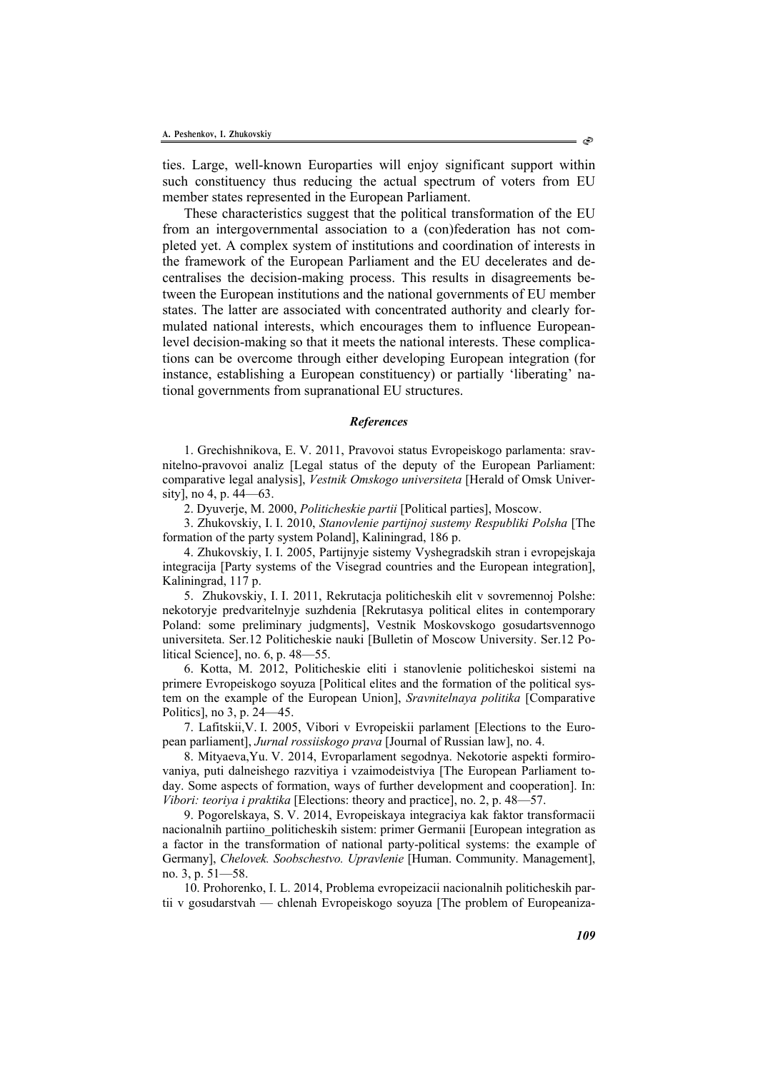ties. Large, well-known Europarties will enjoy significant support within such constituency thus reducing the actual spectrum of voters from EU member states represented in the European Parliament.

These characteristics suggest that the political transformation of the EU from an intergovernmental association to a (con)federation has not completed yet. A complex system of institutions and coordination of interests in the framework of the European Parliament and the EU decelerates and decentralises the decision-making process. This results in disagreements between the European institutions and the national governments of EU member states. The latter are associated with concentrated authority and clearly formulated national interests, which encourages them to influence European-level decision-making so that it meets the national interests. These complications can be overcome through either developing European integration (for instance, establishing a European constituency) or partially 'liberating' national governments from supranational EU structures.

### *References*

1. Grechishnikova, E. V. 2011, Pravovoi status Evropeiskogo parlamenta: sravnitelno-pravovoi analiz [Legal status of the deputy of the European Parliament: comparative legal analysis], *Vestnik Omskogo universiteta* [Herald of Omsk University], no 4, p. 44—63.

2. Dyuverje, M. 2000, *Politicheskie partii* [Political parties], Moscow.

3. Zhukovskiy, I. I. 2010, *Stanovlenie partijnoj sustemy Respubliki Polsha* [The formation of the party system Poland], Kaliningrad, 186 p.

4. Zhukovskiy, I. I. 2005, Partijnyje sistemy Vyshegradskih stran i evropejskaja integracija [Party systems of the Visegrad countries and the European integration], Kaliningrad, 117 p.

5. Zhukovskiy, I. I. 2011, Rekrutacja politicheskih elit v sovremennoj Polshe: nekotoryje predvaritelnyje suzhdenia [Rekrutasya political elites in contemporary Poland: some preliminary judgments], Vestnik Moskovskogo gosudartsvennogo universiteta. Ser.12 Politicheskie nauki [Bulletin of Moscow University. Ser.12 Political Science], no. 6, p. 48—55.

6. Kotta, M. 2012, Politicheskie eliti i stanovlenie politicheskoi sistemi na primere Evropeiskogo soyuza [Political elites and the formation of the political system on the example of the European Union], *Sravnitelnaya politika* [Comparative Politics], no 3, p. 24—45.

7. Lafitskii,V. I. 2005, Vibori v Evropeiskii parlament [Elections to the European parliament], *Jurnal rossiiskogo prava* [Journal of Russian law], no. 4.

8. Mityaeva,Yu. V. 2014, Evroparlament segodnya. Nekotorie aspekti formirovaniya, puti dalneishego razvitiya i vzaimodeistviya [The European Parliament today. Some aspects of formation, ways of further development and cooperation]. In: *Vibori: teoriya i praktika* [Elections: theory and practice], no. 2, p. 48—57.

9. Pogorelskaya, S. V. 2014, Evropeiskaya integraciya kak faktor transformacii nacionalnih partiino_politicheskih sistem: primer Germanii [European integration as a factor in the transformation of national party-political systems: the example of Germany], *Chelovek. Soobschestvo. Upravlenie* [Human. Community. Management], no. 3, p. 51—58.

10. Prohorenko, I. L. 2014, Problema evropeizacii nacionalnih politicheskih partii v gosudarstvah — chlenah Evropeiskogo soyuza [The problem of Europeaniza-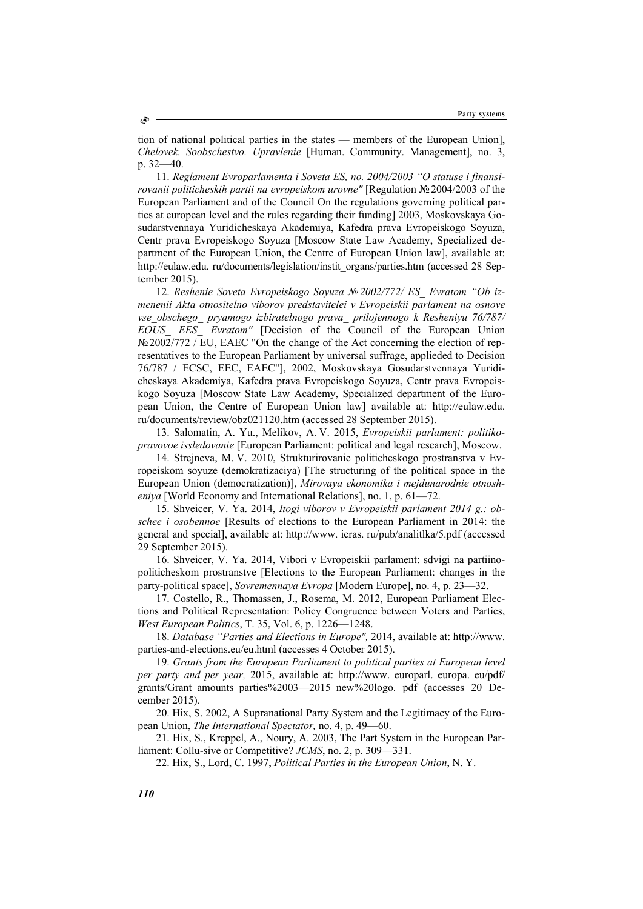tion of national political parties in the states — members of the European Union], *Chelovek. Soobschestvo. Upravlenie* [Human. Community. Management], no. 3, p. 32—40.

11. *Reglament Evroparlamenta i Soveta ES, no. 2004/2003 "O statuse i finansirovanii politicheskih partii na evropeiskom urovne"* [Regulation №2004/2003 of the European Parliament and of the Council On the regulations governing political parties at european level and the rules regarding their funding] 2003, Moskovskaya Gosudarstvennaya Yuridicheskaya Akademiya, Kafedra prava Evropeiskogo Soyuza, Centr prava Evropeiskogo Soyuza [Moscow State Law Academy, Specialized department of the European Union, the Centre of European Union law], available at: http://eulaw.edu. ru/documents/legislation/instit_organs/parties.htm (accessed 28 September 2015).

12. *Reshenie Soveta Evropeiskogo Soyuza №2002/772/ ES_ Evratom "Ob izmenenii Akta otnositelno viborov predstavitelei v Evropeiskii parlament na osnove vse_obschego_ pryamogo izbiratelnogo prava_ prilojennogo k Resheniyu 76/787/ EOUS_ EES_ Evratom"* [Decision of the Council of the European Union №2002/772 / EU, EAEC "On the change of the Act concerning the election of representatives to the European Parliament by universal suffrage, applieded to Decision 76/787 / ECSC, EEC, EAEC"], 2002, Moskovskaya Gosudarstvennaya Yuridicheskaya Akademiya, Kafedra prava Evropeiskogo Soyuza, Centr prava Evropeiskogo Soyuza [Moscow State Law Academy, Specialized department of the European Union, the Centre of European Union law] available at: http://eulaw.edu. ru/documents/review/obz021120.htm (accessed 28 September 2015).

13. Salomatin, A. Yu., Melikov, A. V. 2015, *Evropeiskii parlament: politiko-pravovoe issledovanie* [European Parliament: political and legal research], Moscow.

14. Strejneva, M. V. 2010, Strukturirovanie politicheskogo prostranstva v Evropeiskom soyuze (demokratizaciya) [The structuring of the political space in the European Union (democratization)], *Mirovaya ekonomika i mejdunarodnie otnosheniya* [World Economy and International Relations], no. 1, p. 61—72.

15. Shveicer, V. Ya. 2014, *Itogi viborov v Evropeiskii parlament 2014 g.: obschee i osobennoe* [Results of elections to the European Parliament in 2014: the general and special], available at: http://www. ieras. ru/pub/analitlka/5.pdf (accessed 29 September 2015).

16. Shveicer, V. Ya. 2014, Vibori v Evropeiskii parlament: sdvigi na partiino-politicheskom prostranstve [Elections to the European Parliament: changes in the party-political space], *Sovremennaya Evropa* [Modern Europe], no. 4, p. 23—32.

17. Costello, R., Thomassen, J., Rosema, M. 2012, European Parliament Elections and Political Representation: Policy Congruence between Voters and Parties, *West European Politics*, T. 35, Vol. 6, p. 1226—1248.

18. *Database "Parties and Elections in Europe",* 2014, available at: http://www. parties-and-elections.eu/eu.html (accesses 4 October 2015).

19. *Grants from the European Parliament to political parties at European level per party and per year,* 2015, available at: http://www. europarl. europa. eu/pdf/ grants/Grant_amounts_parties%2003—2015_new%20logo. pdf (accesses 20 December 2015).

20. Hix, S. 2002, A Supranational Party System and the Legitimacy of the European Union, *The International Spectator,* no. 4, p. 49—60.

21. Hix, S., Kreppel, A., Noury, A. 2003, The Part System in the European Parliament: Collu-sive or Competitive? *JCMS*, no. 2, p. 309—331.

22. Hix, S., Lord, C. 1997, *Political Parties in the European Union*, N. Y.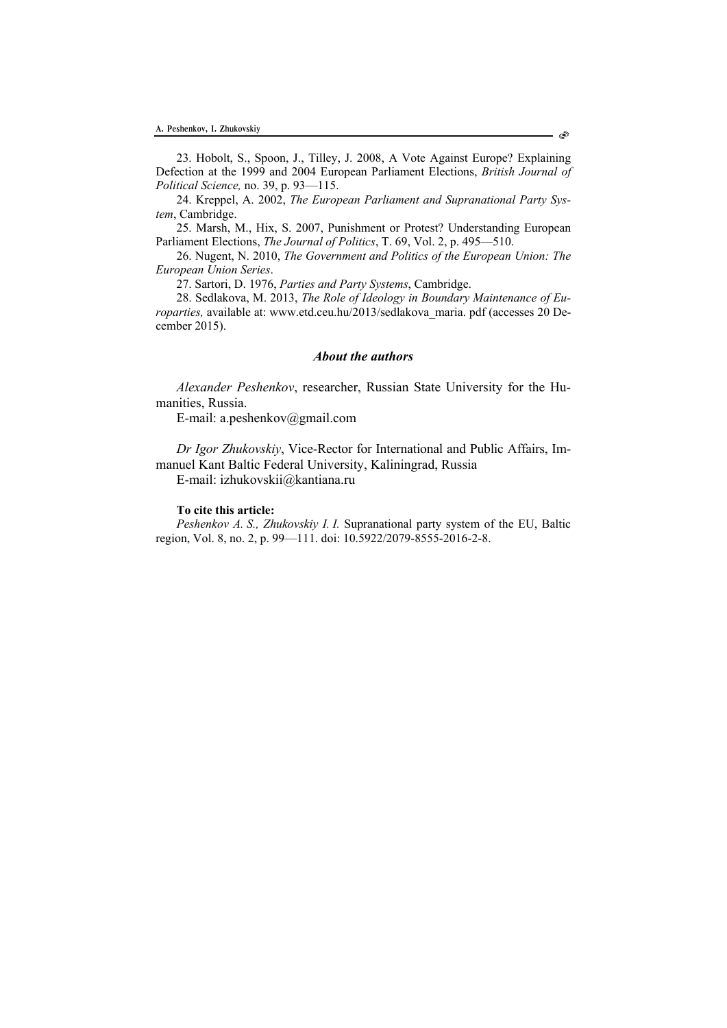23. Hobolt, S., Spoon, J., Tilley, J. 2008, A Vote Against Europe? Explaining Defection at the 1999 and 2004 European Parliament Elections, *British Journal of Political Science,* no. 39, p. 93—115.

24. Kreppel, A. 2002, *The European Parliament and Supranational Party System*, Cambridge.

25. Marsh, M., Hix, S. 2007, Punishment or Protest? Understanding European Parliament Elections, *The Journal of Politics*, T. 69, Vol. 2, p. 495—510.

26. Nugent, N. 2010, *The Government and Politics of the European Union: The European Union Series*.

27. Sartori, D. 1976, *Parties and Party Systems*, Cambridge.

28. Sedlakova, M. 2013, *The Role of Ideology in Boundary Maintenance of Europarties,* available at: www.etd.ceu.hu/2013/sedlakova_maria. pdf (accesses 20 December 2015).

### *About the authors*

*Alexander Peshenkov*, researcher, Russian State University for the Humanities, Russia.

E-mail: a.peshenkov@gmail.com

*Dr Igor Zhukovskiy*, Vice-Rector for International and Public Affairs, Immanuel Kant Baltic Federal University, Kaliningrad, Russia

E-mail: izhukovskii@kantiana.ru

**To cite this article:**

*Peshenkov A. S., Zhukovskiy I. I.* Supranational party system of the EU, Baltic region, Vol. 8, no. 2, p. 99—111. doi: 10.5922/2079-8555-2016-2-8.